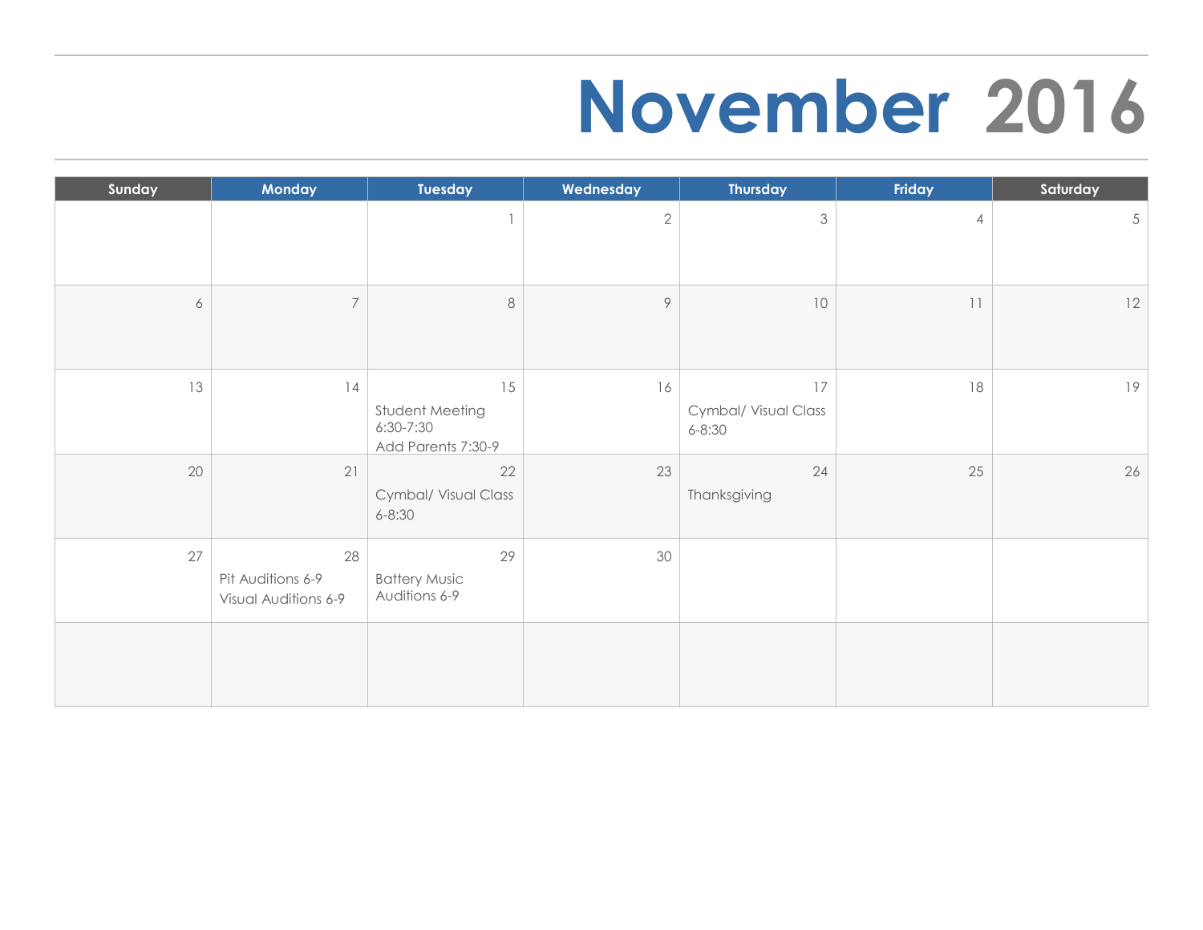# November 2016

| Sunday | Monday | Tuesday | Wednesday | Thursday | Friday | Saturday |
|---|---|---|---|---|---|---|
| | | 1 | 2 | 3 | 4 | 5 |
| 6 | 7 | 8 | 9 | 10 | 11 | 12 |
| 13 | 14 | 15<br>Student Meeting 6:30-7:30<br>Add Parents 7:30-9 | 16 | 17<br>Cymbal/ Visual Class 6-8:30 | 18 | 19 |
| 20 | 21 | 22<br>Cymbal/ Visual Class 6-8:30 | 23 | 24<br>Thanksgiving | 25 | 26 |
| 27 | 28<br>Pit Auditions 6-9<br>Visual Auditions 6-9 | 29<br>Battery Music Auditions 6-9 | 30 | | | |
| | | | | | | |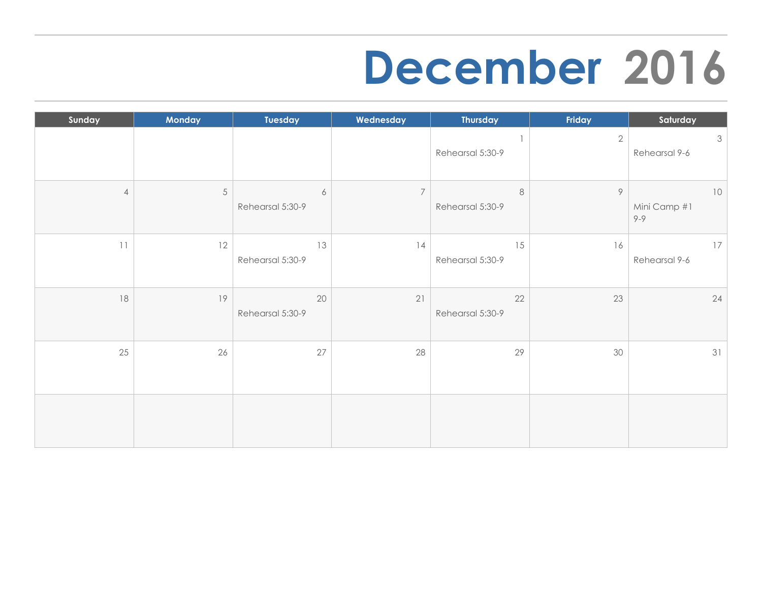# December 2016

| Sunday | Monday | Tuesday | Wednesday | Thursday | Friday | Saturday |
|---|---|---|---|---|---|---|
| | | | | 1<br>Rehearsal 5:30-9 | 2 | 3<br>Rehearsal 9-6 |
| 4 | 5 | 6<br>Rehearsal 5:30-9 | 7 | 8<br>Rehearsal 5:30-9 | 9 | 10<br>Mini Camp #1<br>9-9 |
| 11 | 12 | 13<br>Rehearsal 5:30-9 | 14 | 15<br>Rehearsal 5:30-9 | 16 | 17<br>Rehearsal 9-6 |
| 18 | 19 | 20<br>Rehearsal 5:30-9 | 21 | 22<br>Rehearsal 5:30-9 | 23 | 24 |
| 25 | 26 | 27 | 28 | 29 | 30 | 31 |
| | | | | | | |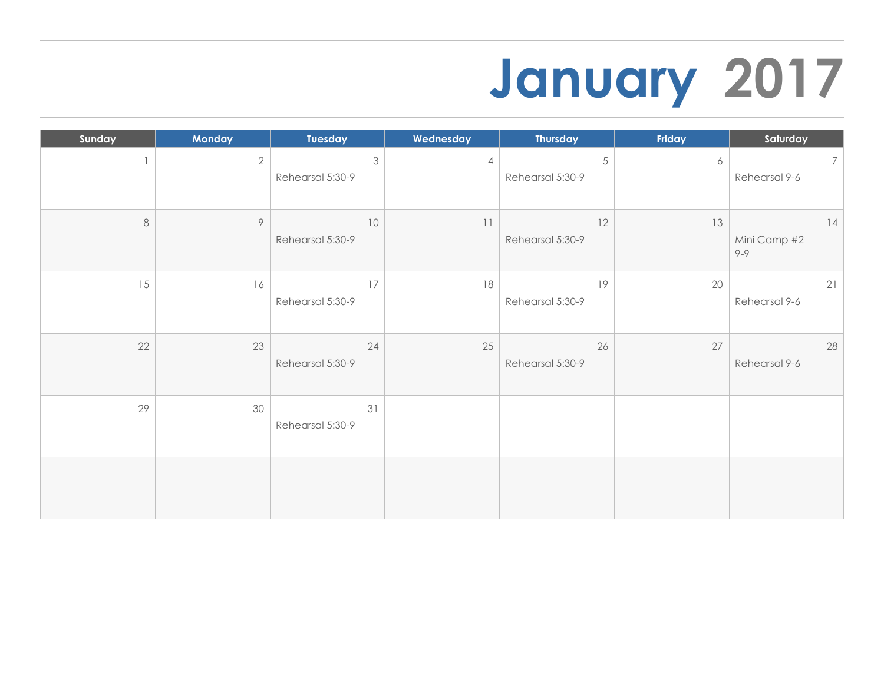# January 2017

| Sunday | Monday | Tuesday | Wednesday | Thursday | Friday | Saturday |
|---|---|---|---|---|---|---|
| 1 | 2 | 3<br>Rehearsal 5:30-9 | 4 | 5<br>Rehearsal 5:30-9 | 6 | 7<br>Rehearsal 9-6 |
| 8 | 9 | 10<br>Rehearsal 5:30-9 | 11 | 12<br>Rehearsal 5:30-9 | 13 | 14<br>Mini Camp #2<br>9-9 |
| 15 | 16 | 17<br>Rehearsal 5:30-9 | 18 | 19<br>Rehearsal 5:30-9 | 20 | 21<br>Rehearsal 9-6 |
| 22 | 23 | 24<br>Rehearsal 5:30-9 | 25 | 26<br>Rehearsal 5:30-9 | 27 | 28<br>Rehearsal 9-6 |
| 29 | 30 | 31<br>Rehearsal 5:30-9 | | | | |
| | | | | | | |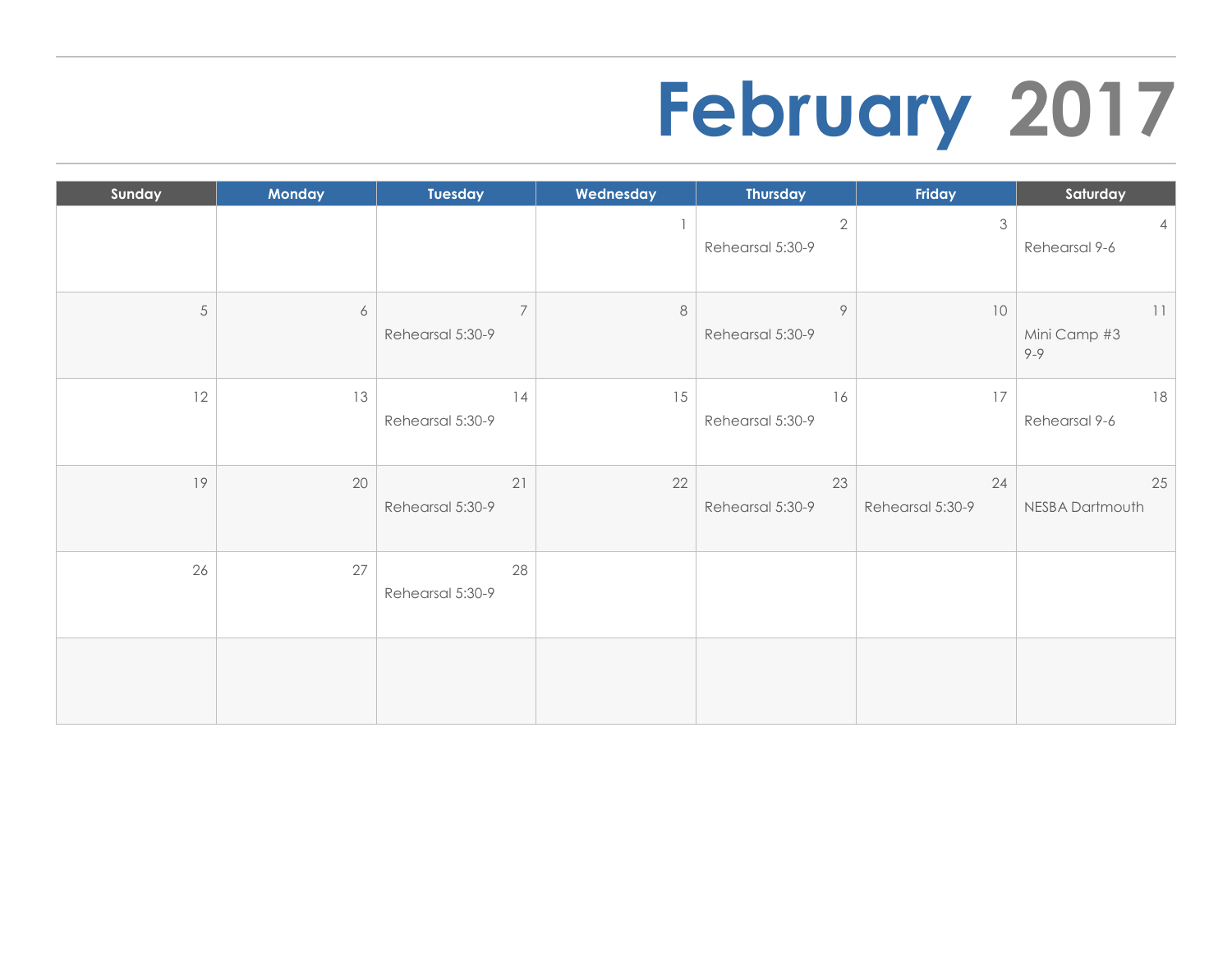# February 2017

| Sunday | Monday | Tuesday | Wednesday | Thursday | Friday | Saturday |
|---|---|---|---|---|---|---|
| | | | 1 | 2<br>Rehearsal 5:30-9 | 3 | 4<br>Rehearsal 9-6 |
| 5 | 6 | 7<br>Rehearsal 5:30-9 | 8 | 9<br>Rehearsal 5:30-9 | 10 | 11<br>Mini Camp #3<br>9-9 |
| 12 | 13 | 14<br>Rehearsal 5:30-9 | 15 | 16<br>Rehearsal 5:30-9 | 17 | 18<br>Rehearsal 9-6 |
| 19 | 20 | 21<br>Rehearsal 5:30-9 | 22 | 23<br>Rehearsal 5:30-9 | 24<br>Rehearsal 5:30-9 | 25<br>NESBA Dartmouth |
| 26 | 27 | 28<br>Rehearsal 5:30-9 | | | | |
| | | | | | | |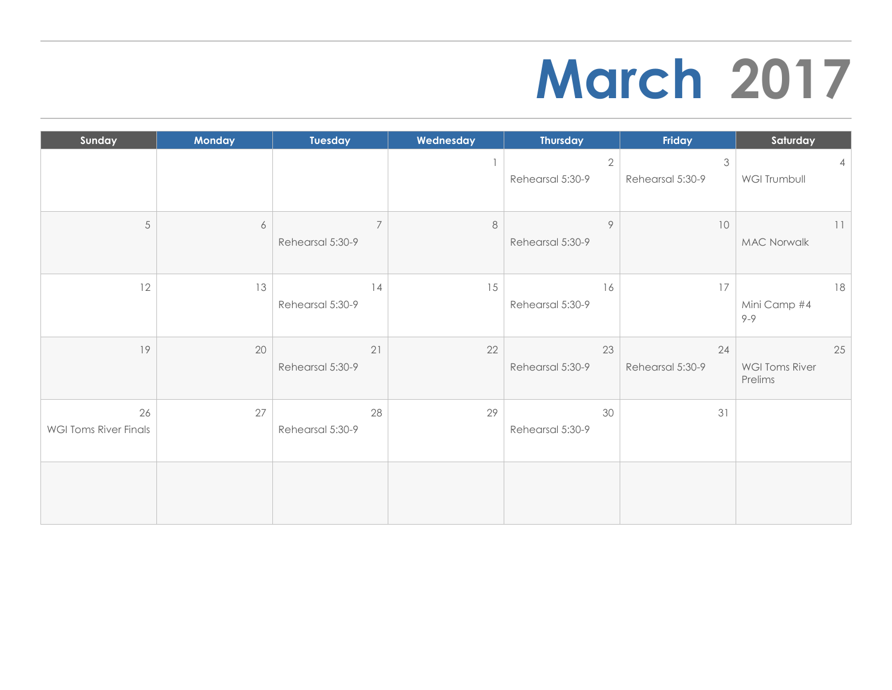# March 2017

| Sunday | Monday | Tuesday | Wednesday | Thursday | Friday | Saturday |
|---|---|---|---|---|---|---|
| | | | 1 | 2 Rehearsal 5:30-9 | 3 Rehearsal 5:30-9 | 4 WGI Trumbull |
| 5 | 6 | 7 Rehearsal 5:30-9 | 8 | 9 Rehearsal 5:30-9 | 10 | 11 MAC Norwalk |
| 12 | 13 | 14 Rehearsal 5:30-9 | 15 | 16 Rehearsal 5:30-9 | 17 | 18 Mini Camp #4 9-9 |
| 19 | 20 | 21 Rehearsal 5:30-9 | 22 | 23 Rehearsal 5:30-9 | 24 Rehearsal 5:30-9 | 25 WGI Toms River Prelims |
| 26 WGI Toms River Finals | 27 | 28 Rehearsal 5:30-9 | 29 | 30 Rehearsal 5:30-9 | 31 | |
| | | | | | | |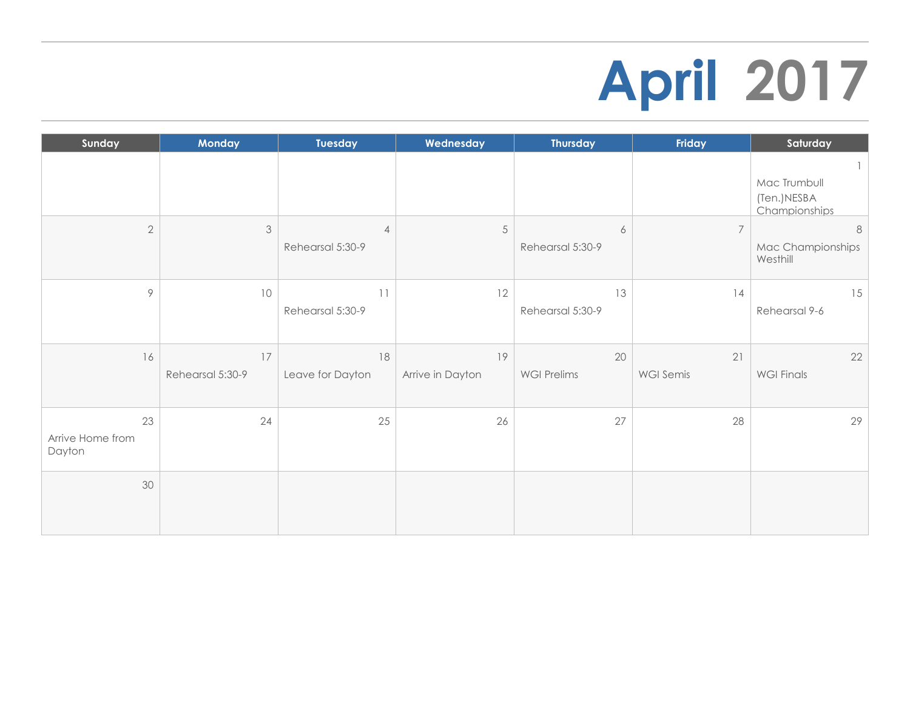# April 2017

| Sunday | Monday | Tuesday | Wednesday | Thursday | Friday | Saturday |
|---|---|---|---|---|---|---|
| | | | | | | 1 Mac Trumbull (Ten.)NESBA Championships |
| 2 | 3 | 4 Rehearsal 5:30-9 | 5 | 6 Rehearsal 5:30-9 | 7 | 8 Mac Championships Westhill |
| 9 | 10 | 11 Rehearsal 5:30-9 | 12 | 13 Rehearsal 5:30-9 | 14 | 15 Rehearsal 9-6 |
| 16 | 17 Rehearsal 5:30-9 | 18 Leave for Dayton | 19 Arrive in Dayton | 20 WGI Prelims | 21 WGI Semis | 22 WGI Finals |
| 23 Arrive Home from Dayton | 24 | 25 | 26 | 27 | 28 | 29 |
| 30 | | | | | | |